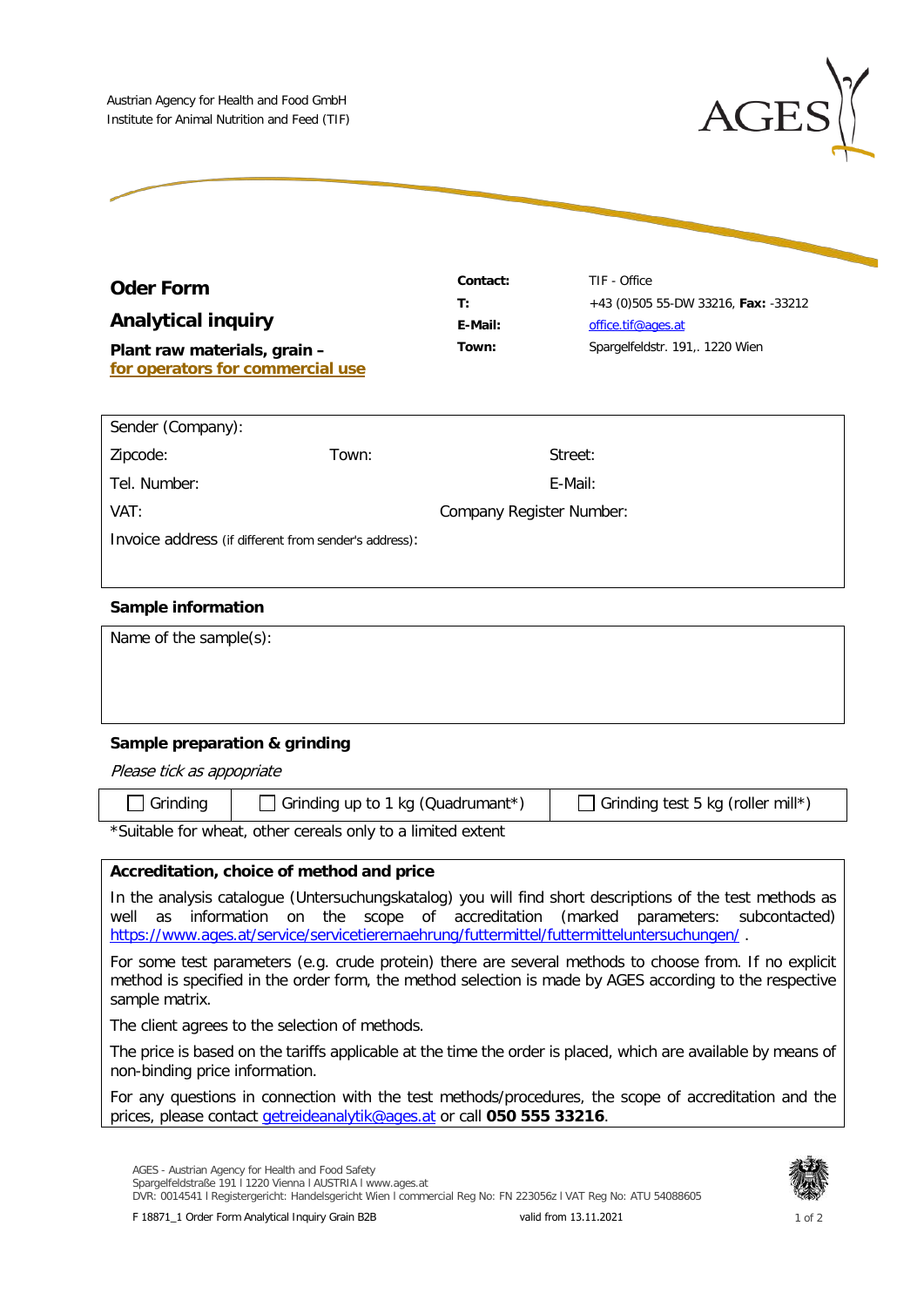Austrian Agency for Health and Food GmbH
Institute for Animal Nutrition and Feed (TIF)

AGES

# Oder Form

## Analytical inquiry

**Plant raw materials, grain –**
**for operators for commercial use**

| | |
|---|---|
| **Contact:** | TIF - Office |
| **T:** | +43 (0)505 55-DW 33216, **Fax:** -33212 |
| **E-Mail:** | office.tif@ages.at |
| **Town:** | Spargelfeldstr. 191,. 1220 Wien |

Sender (Company):

Zipcode: Town: Street:

Tel. Number: E-Mail:

VAT: Company Register Number:

Invoice address (if different from sender's address):

### Sample information

Name of the sample(s):

### Sample preparation & grinding

*Please tick as appropriate*

| ☐ Grinding | ☐ Grinding up to 1 kg (Quadrumant*) | ☐ Grinding test 5 kg (roller mill*) |
|---|---|---|

*Suitable for wheat, other cereals only to a limited extent

### Accreditation, choice of method and price

In the analysis catalogue (Untersuchungskatalog) you will find short descriptions of the test methods as well as information on the scope of accreditation (marked parameters: subcontacted) https://www.ages.at/service/servicetierernaehrung/futtermittel/futtermitteluntersuchungen/ .

For some test parameters (e.g. crude protein) there are several methods to choose from. If no explicit method is specified in the order form, the method selection is made by AGES according to the respective sample matrix.

The client agrees to the selection of methods.

The price is based on the tariffs applicable at the time the order is placed, which are available by means of non-binding price information.

For any questions in connection with the test methods/procedures, the scope of accreditation and the prices, please contact getreideanalytik@ages.at or call **050 555 33216**.

AGES - Austrian Agency for Health and Food Safety
Spargelfeldstraße 191 I 1220 Vienna I AUSTRIA I www.ages.at
DVR: 0014541 I Registergericht: Handelsgericht Wien I commercial Reg No: FN 223056z I VAT Reg No: ATU 54088605

F 18871_1 Order Form Analytical Inquiry Grain B2B valid from 13.11.2021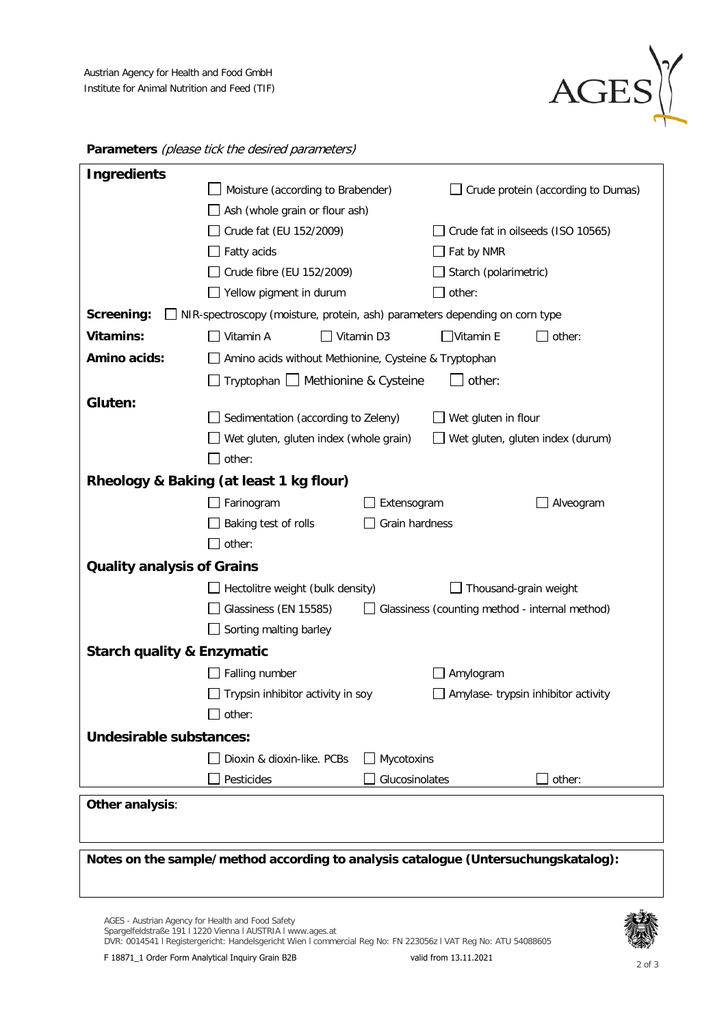Austrian Agency for Health and Food GmbH
Institute for Animal Nutrition and Feed (TIF)

**Parameters** *(please tick the desired parameters)*

**Ingredients**

- ☐ Moisture (according to Brabender)
- ☐ Crude protein (according to Dumas)
- ☐ Ash (whole grain or flour ash)
- ☐ Crude fat (EU 152/2009)
- ☐ Crude fat in oilseeds (ISO 10565)
- ☐ Fatty acids
- ☐ Fat by NMR
- ☐ Crude fibre (EU 152/2009)
- ☐ Starch (polarimetric)
- ☐ Yellow pigment in durum
- ☐ other:

**Screening:** ☐ NIR-spectroscopy (moisture, protein, ash) parameters depending on corn type

**Vitamins:** ☐ Vitamin A ☐ Vitamin D3 ☐ Vitamin E ☐ other:

**Amino acids:**

- ☐ Amino acids without Methionine, Cysteine & Tryptophan
- ☐ Tryptophan ☐ Methionine & Cysteine ☐ other:

**Gluten:**

- ☐ Sedimentation (according to Zeleny)
- ☐ Wet gluten in flour
- ☐ Wet gluten, gluten index (whole grain)
- ☐ Wet gluten, gluten index (durum)
- ☐ other:

**Rheology & Baking (at least 1 kg flour)**

- ☐ Farinogram
- ☐ Extensogram
- ☐ Alveogram
- ☐ Baking test of rolls
- ☐ Grain hardness
- ☐ other:

**Quality analysis of Grains**

- ☐ Hectolitre weight (bulk density)
- ☐ Thousand-grain weight
- ☐ Glassiness (EN 15585)
- ☐ Glassiness (counting method - internal method)
- ☐ Sorting malting barley

**Starch quality & Enzymatic**

- ☐ Falling number
- ☐ Amylogram
- ☐ Trypsin inhibitor activity in soy
- ☐ Amylase- trypsin inhibitor activity
- ☐ other:

**Undesirable substances:**

- ☐ Dioxin & dioxin-like. PCBs
- ☐ Mycotoxins
- ☐ Pesticides
- ☐ Glucosinolates
- ☐ other:

**Other analysis**:

**Notes on the sample/method according to analysis catalogue (Untersuchungskatalog):**

AGES - Austrian Agency for Health and Food Safety
Spargelfeldstraße 191 | 1220 Vienna | AUSTRIA | www.ages.at
DVR: 0014541 | Registergericht: Handelsgericht Wien | commercial Reg No: FN 223056z | VAT Reg No: ATU 54088605

F 18871_1 Order Form Analytical Inquiry Grain B2B valid from 13.11.2021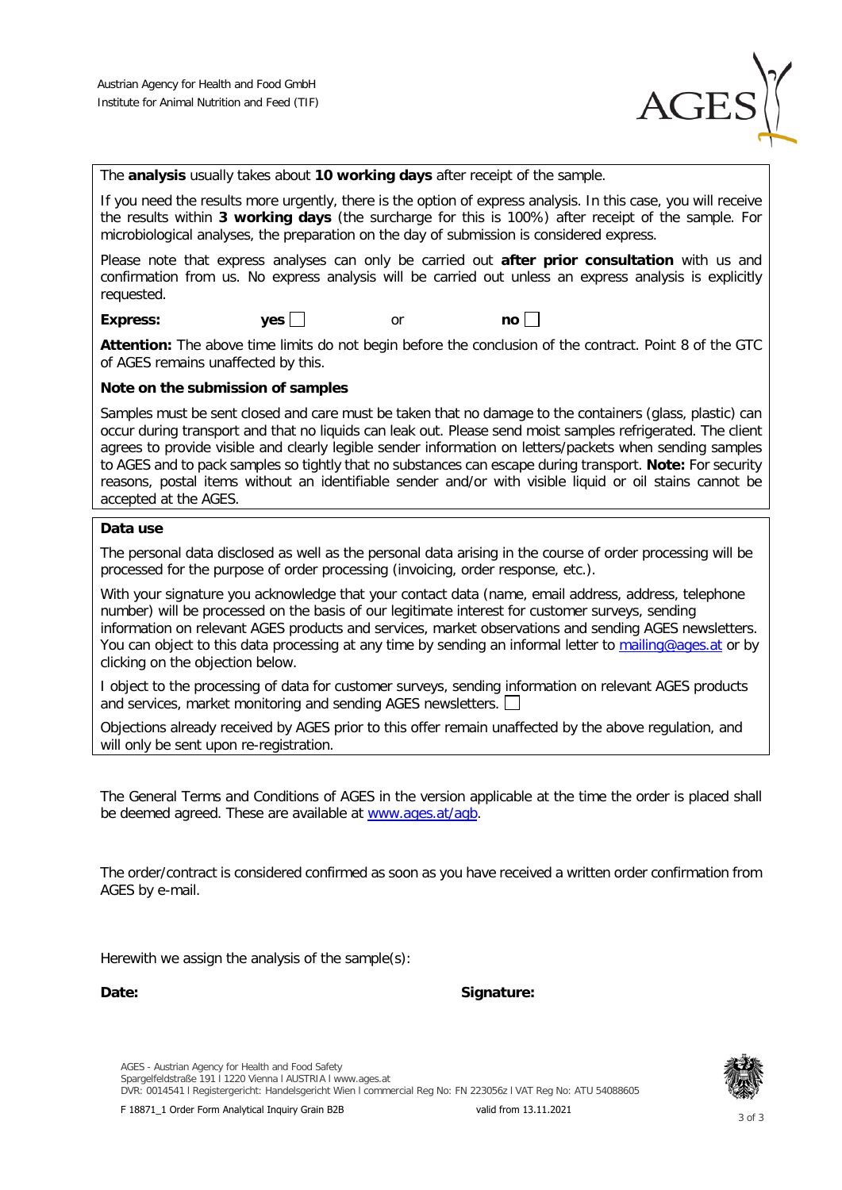The **analysis** usually takes about **10 working days** after receipt of the sample.

If you need the results more urgently, there is the option of express analysis. In this case, you will receive the results within **3 working days** (the surcharge for this is 100%) after receipt of the sample. For microbiological analyses, the preparation on the day of submission is considered express.

Please note that express analyses can only be carried out **after prior consultation** with us and confirmation from us. No express analysis will be carried out unless an express analysis is explicitly requested.

**Express:** **yes** ☐ or **no** ☐

**Attention:** The above time limits do not begin before the conclusion of the contract. Point 8 of the GTC of AGES remains unaffected by this.

**Note on the submission of samples**

Samples must be sent closed and care must be taken that no damage to the containers (glass, plastic) can occur during transport and that no liquids can leak out. Please send moist samples refrigerated. The client agrees to provide visible and clearly legible sender information on letters/packets when sending samples to AGES and to pack samples so tightly that no substances can escape during transport. **Note:** For security reasons, postal items without an identifiable sender and/or with visible liquid or oil stains cannot be accepted at the AGES.

**Data use**

The personal data disclosed as well as the personal data arising in the course of order processing will be processed for the purpose of order processing (invoicing, order response, etc.).

With your signature you acknowledge that your contact data (name, email address, address, telephone number) will be processed on the basis of our legitimate interest for customer surveys, sending information on relevant AGES products and services, market observations and sending AGES newsletters. You can object to this data processing at any time by sending an informal letter to mailing@ages.at or by clicking on the objection below.

I object to the processing of data for customer surveys, sending information on relevant AGES products and services, market monitoring and sending AGES newsletters. ☐

Objections already received by AGES prior to this offer remain unaffected by the above regulation, and will only be sent upon re-registration.

The General Terms and Conditions of AGES in the version applicable at the time the order is placed shall be deemed agreed. These are available at www.ages.at/agb.

The order/contract is considered confirmed as soon as you have received a written order confirmation from AGES by e-mail.

Herewith we assign the analysis of the sample(s):

**Date:** **Signature:**